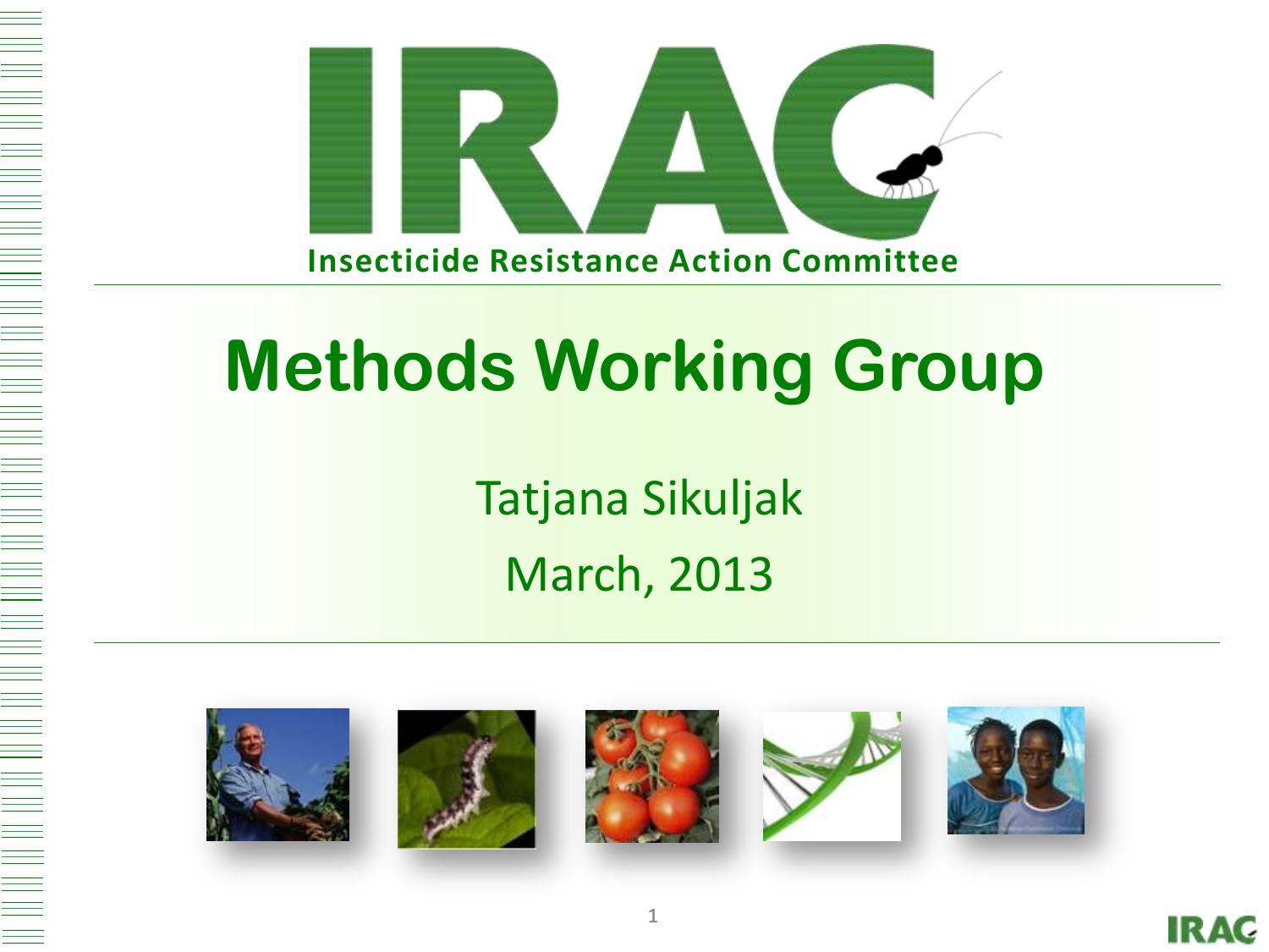# IRAC

Insecticide Resistance Action Committee

# Methods Working Group

Tatjana Sikuljak

March, 2013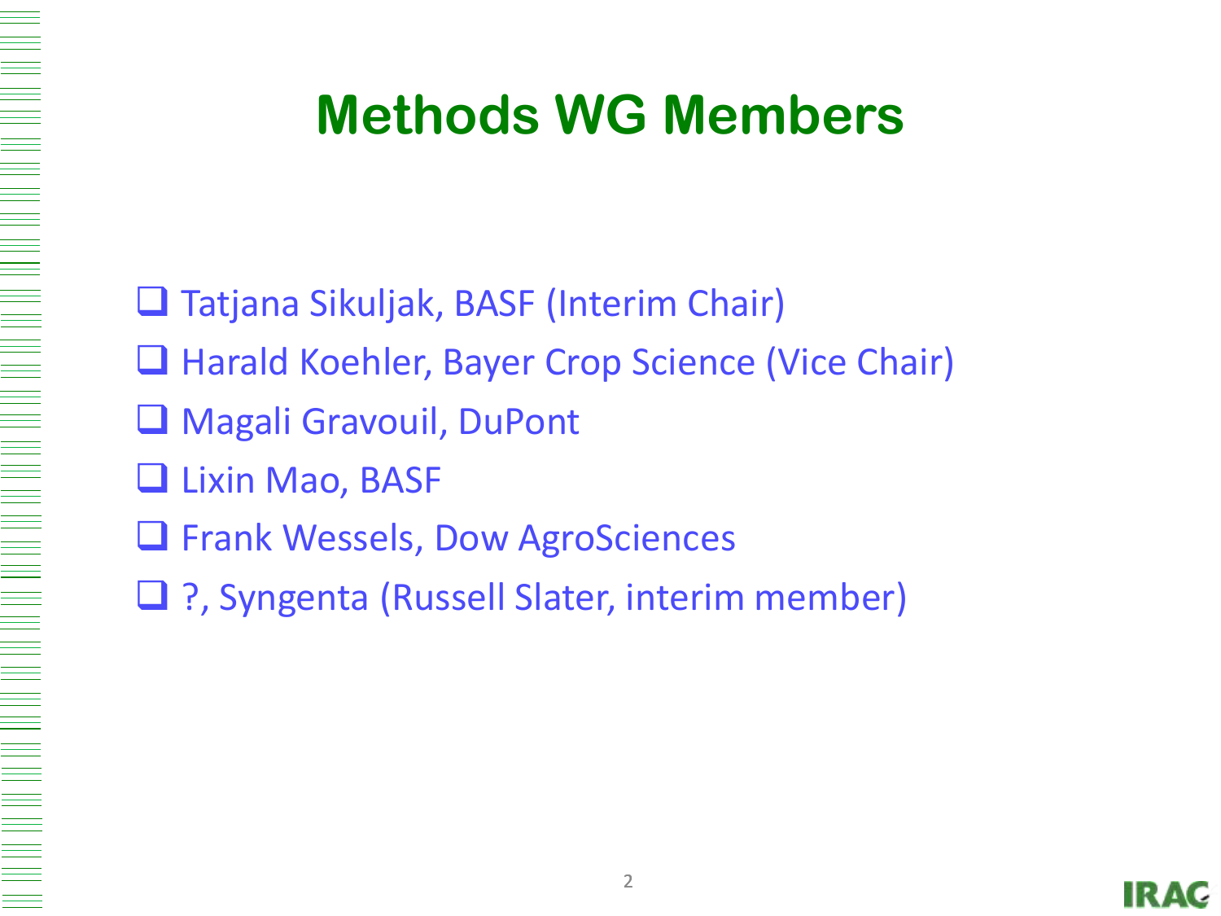# Methods WG Members

- Tatjana Sikuljak, BASF (Interim Chair)
- Harald Koehler, Bayer Crop Science (Vice Chair)
- Magali Gravouil, DuPont
- Lixin Mao, BASF
- Frank Wessels, Dow AgroSciences
- ?, Syngenta (Russell Slater, interim member)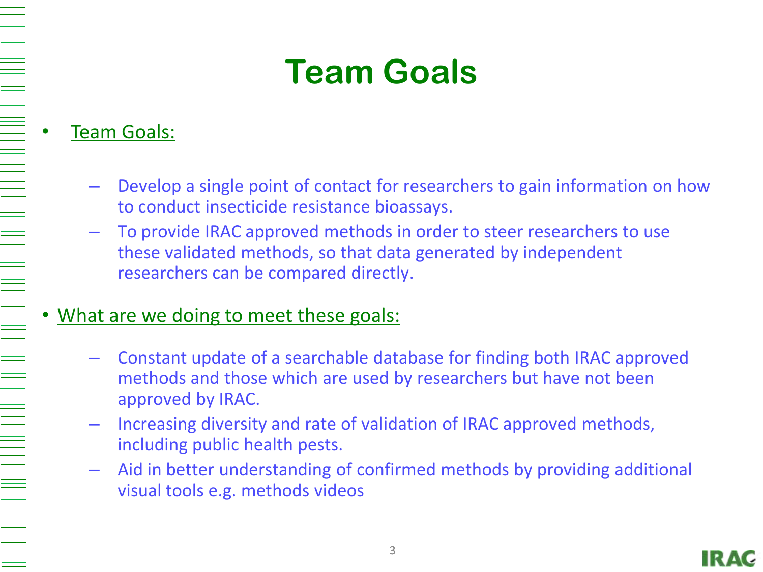# Team Goals

- Team Goals:
  - Develop a single point of contact for researchers to gain information on how to conduct insecticide resistance bioassays.
  - To provide IRAC approved methods in order to steer researchers to use these validated methods, so that data generated by independent researchers can be compared directly.

- What are we doing to meet these goals:
  - Constant update of a searchable database for finding both IRAC approved methods and those which are used by researchers but have not been approved by IRAC.
  - Increasing diversity and rate of validation of IRAC approved methods, including public health pests.
  - Aid in better understanding of confirmed methods by providing additional visual tools e.g. methods videos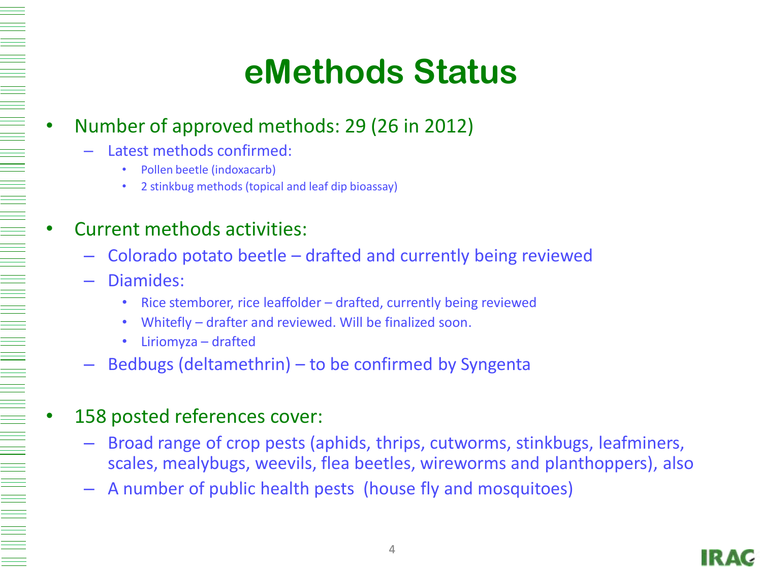# eMethods Status

- Number of approved methods: 29 (26 in 2012)
  - Latest methods confirmed:
    - Pollen beetle (indoxacarb)
    - 2 stinkbug methods (topical and leaf dip bioassay)
- Current methods activities:
  - Colorado potato beetle – drafted and currently being reviewed
  - Diamides:
    - Rice stemborer, rice leaffolder – drafted, currently being reviewed
    - Whitefly – drafter and reviewed. Will be finalized soon.
    - Liriomyza – drafted
  - Bedbugs (deltamethrin) – to be confirmed by Syngenta
- 158 posted references cover:
  - Broad range of crop pests (aphids, thrips, cutworms, stinkbugs, leafminers, scales, mealybugs, weevils, flea beetles, wireworms and planthoppers), also
  - A number of public health pests (house fly and mosquitoes)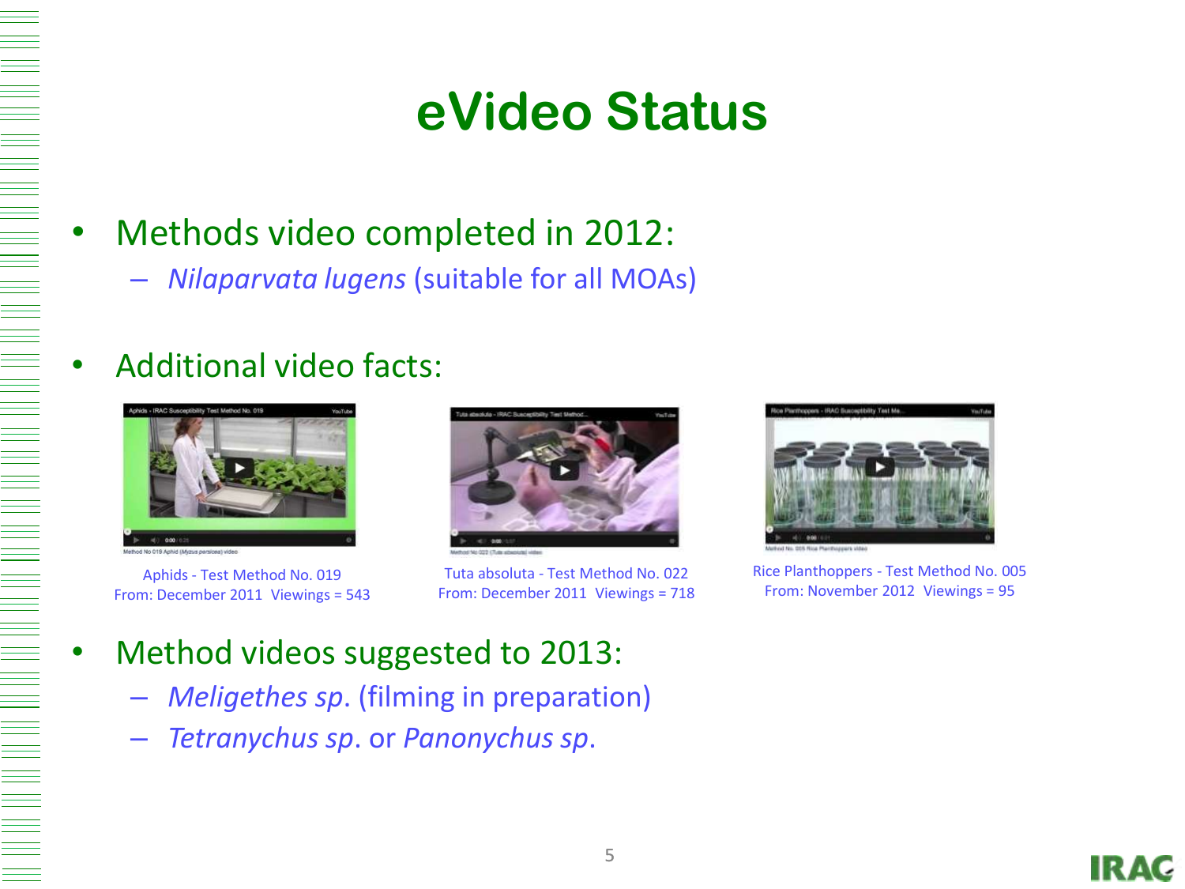# eVideo Status

- Methods video completed in 2012:
  - *Nilaparvata lugens* (suitable for all MOAs)

- Additional video facts:

Aphids - Test Method No. 019
From: December 2011 Viewings = 543

Tuta absoluta - Test Method No. 022
From: December 2011 Viewings = 718

Rice Planthoppers - Test Method No. 005
From: November 2012 Viewings = 95

- Method videos suggested to 2013:
  - *Meligethes sp*. (filming in preparation)
  - *Tetranychus sp*. or *Panonychus sp*.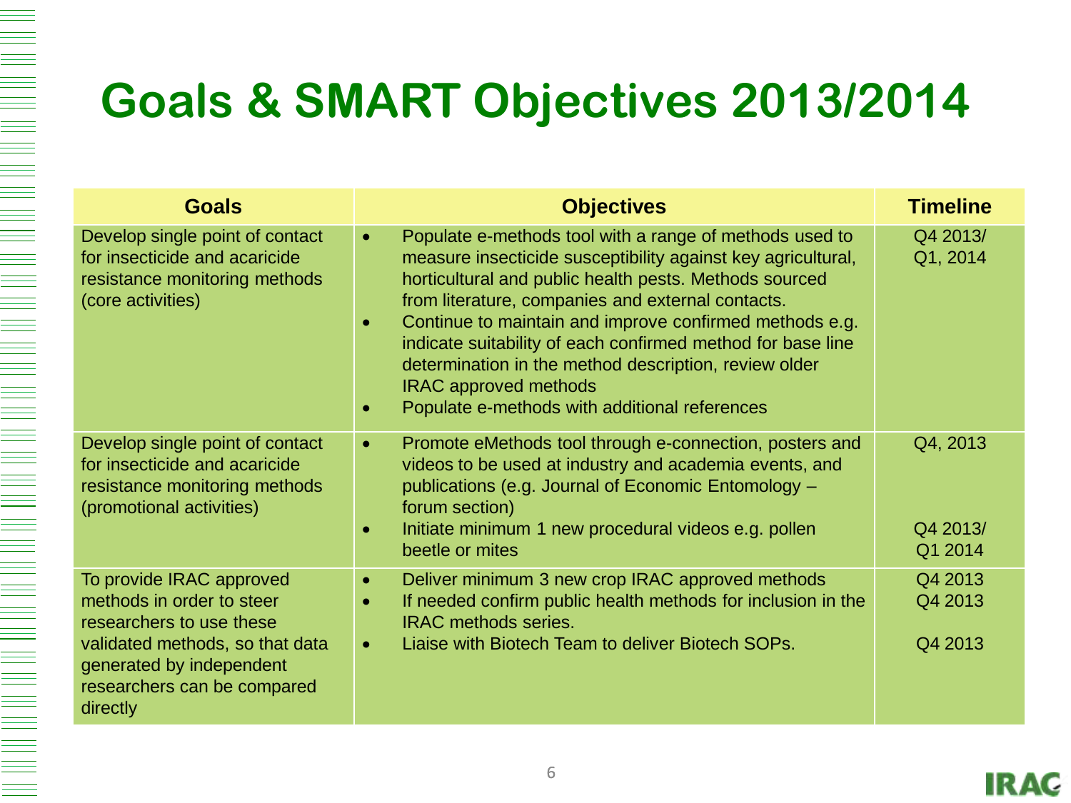# Goals & SMART Objectives 2013/2014

| Goals | Objectives | Timeline |
|---|---|---|
| Develop single point of contact for insecticide and acaricide resistance monitoring methods (core activities) | • Populate e-methods tool with a range of methods used to measure insecticide susceptibility against key agricultural, horticultural and public health pests. Methods sourced from literature, companies and external contacts.<br>• Continue to maintain and improve confirmed methods e.g. indicate suitability of each confirmed method for base line determination in the method description, review older IRAC approved methods<br>• Populate e-methods with additional references | Q4 2013/ Q1, 2014 |
| Develop single point of contact for insecticide and acaricide resistance monitoring methods (promotional activities) | • Promote eMethods tool through e-connection, posters and videos to be used at industry and academia events, and publications (e.g. Journal of Economic Entomology – forum section)<br>• Initiate minimum 1 new procedural videos e.g. pollen beetle or mites | Q4, 2013<br><br>Q4 2013/ Q1 2014 |
| To provide IRAC approved methods in order to steer researchers to use these validated methods, so that data generated by independent researchers can be compared directly | • Deliver minimum 3 new crop IRAC approved methods<br>• If needed confirm public health methods for inclusion in the IRAC methods series.<br>• Liaise with Biotech Team to deliver Biotech SOPs. | Q4 2013<br>Q4 2013<br><br>Q4 2013 |

IRAC